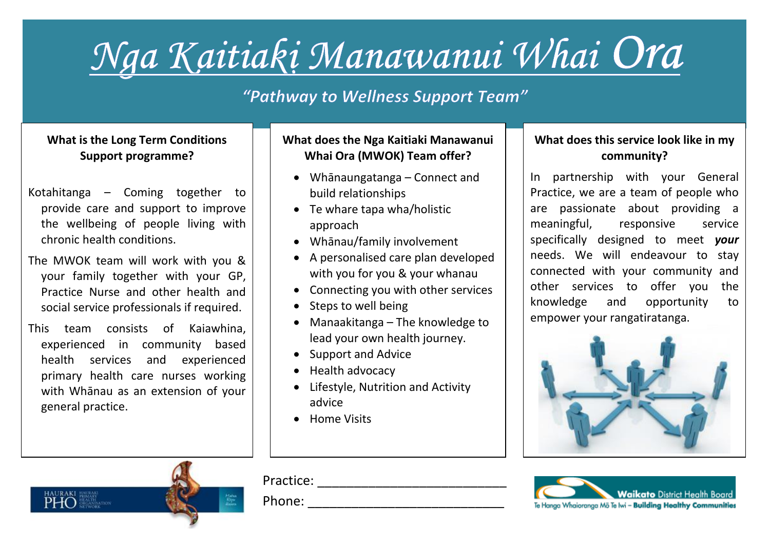# Nga Kaitiaki Manawanui Whai Ora

*"Pathway to Wellness Support Team"*

### What is the Long Term Conditions Support programme?

Kotahitanga – Coming together to provide care and support to improve the wellbeing of people living with chronic health conditions.

The MWOK team will work with you & your family together with your GP, Practice Nurse and other health and social service professionals if required.

This team consists of Kaiawhina, experienced in community based health services and experienced primary health care nurses working with Whānau as an extension of your general practice.

### What does the Nga Kaitiaki Manawanui Whai Ora (MWOK) Team offer?

- Whānaungatanga – Connect and build relationships
- Te whare tapa wha/holistic approach
- Whānau/family involvement
- A personalised care plan developed with you for you & your whanau
- Connecting you with other services
- Steps to well being
- Manaakitanga – The knowledge to lead your own health journey.
- Support and Advice
- Health advocacy
- Lifestyle, Nutrition and Activity advice
- Home Visits

### What does this service look like in my community?

In partnership with your General Practice, we are a team of people who are passionate about providing a meaningful, responsive service specifically designed to meet ***your*** needs. We will endeavour to stay connected with your community and other services to offer you the knowledge and opportunity to empower your rangatiratanga.

HAURAKI PHO – Hauraki Primary Health Organisation Network

Practice: ___________________________

Phone: _____________________________

Waikato District Health Board
Te Hanga Whaiorangа Mō Te Iwi – **Building Healthy Communities**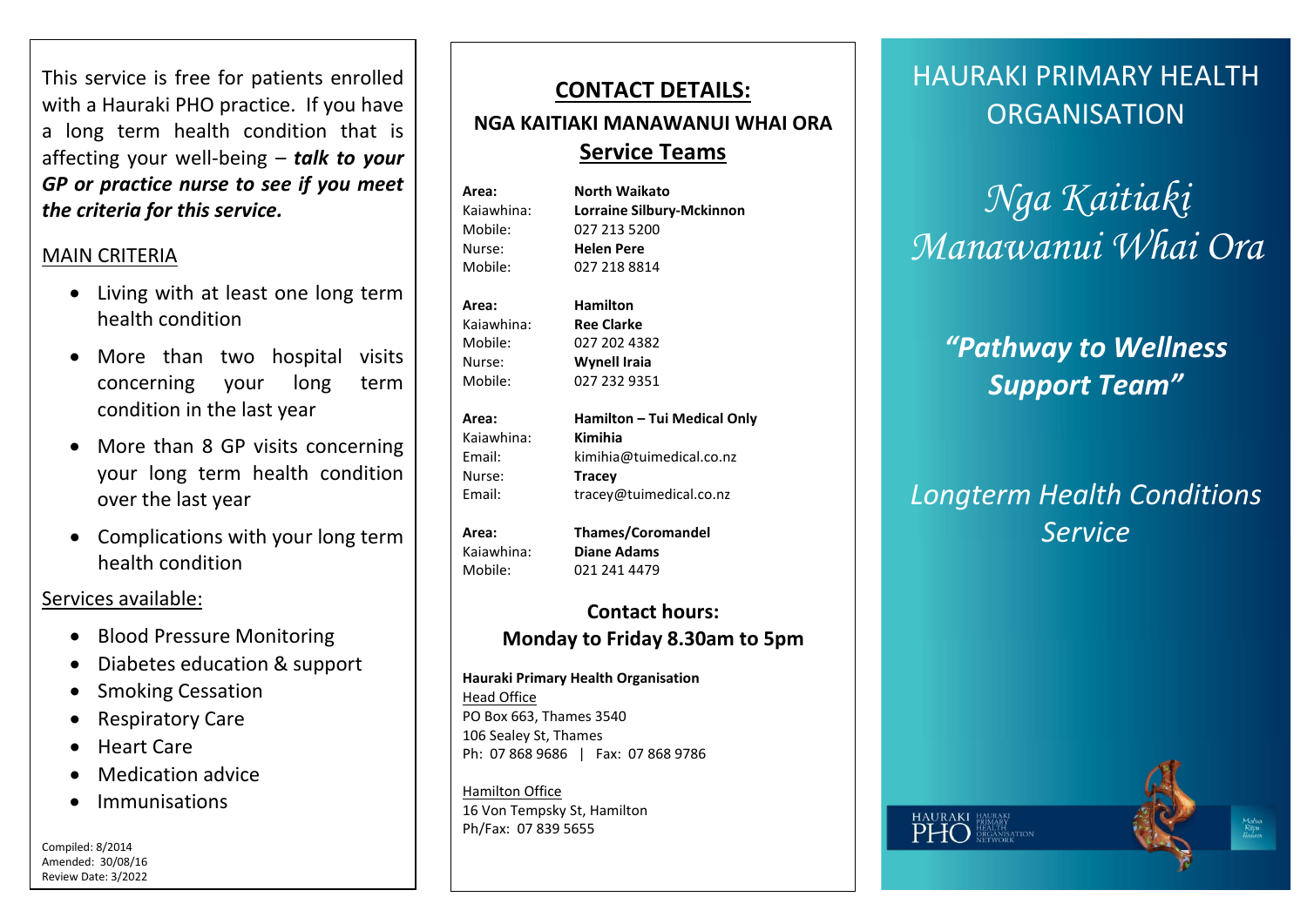This service is free for patients enrolled with a Hauraki PHO practice. If you have a long term health condition that is affecting your well-being – ***talk to your GP or practice nurse to see if you meet the criteria for this service.***

## MAIN CRITERIA

- Living with at least one long term health condition
- More than two hospital visits concerning your long term condition in the last year
- More than 8 GP visits concerning your long term health condition over the last year
- Complications with your long term health condition

## Services available:

- Blood Pressure Monitoring
- Diabetes education & support
- Smoking Cessation
- Respiratory Care
- Heart Care
- Medication advice
- Immunisations

Compiled: 8/2014
Amended: 30/08/16
Review Date: 3/2022

## CONTACT DETAILS:

### NGA KAITIAKI MANAWANUI WHAI ORA

### Service Teams

**Area:** **North Waikato**
Kaiawhina: **Lorraine Silbury-Mckinnon**
Mobile: 027 213 5200
Nurse: **Helen Pere**
Mobile: 027 218 8814

**Area:** **Hamilton**
Kaiawhina: **Ree Clarke**
Mobile: 027 202 4382
Nurse: **Wynell Iraia**
Mobile: 027 232 9351

**Area:** **Hamilton – Tui Medical Only**
Kaiawhina: **Kimihia**
Email: kimihia@tuimedical.co.nz
Nurse: **Tracey**
Email: tracey@tuimedical.co.nz

**Area:** **Thames/Coromandel**
Kaiawhina: **Diane Adams**
Mobile: 021 241 4479

### Contact hours:
### Monday to Friday 8.30am to 5pm

**Hauraki Primary Health Organisation**
Head Office
PO Box 663, Thames 3540
106 Sealey St, Thames
Ph: 07 868 9686 | Fax: 07 868 9786

Hamilton Office
16 Von Tempsky St, Hamilton
Ph/Fax: 07 839 5655

# HAURAKI PRIMARY HEALTH ORGANISATION

## *Nga Kaitiaki Manawanui Whai Ora*

### ***"Pathway to Wellness Support Team"***

## *Longterm Health Conditions Service*

HAURAKI PHO HAURAKI PRIMARY HEALTH ORGANISATION NETWORK